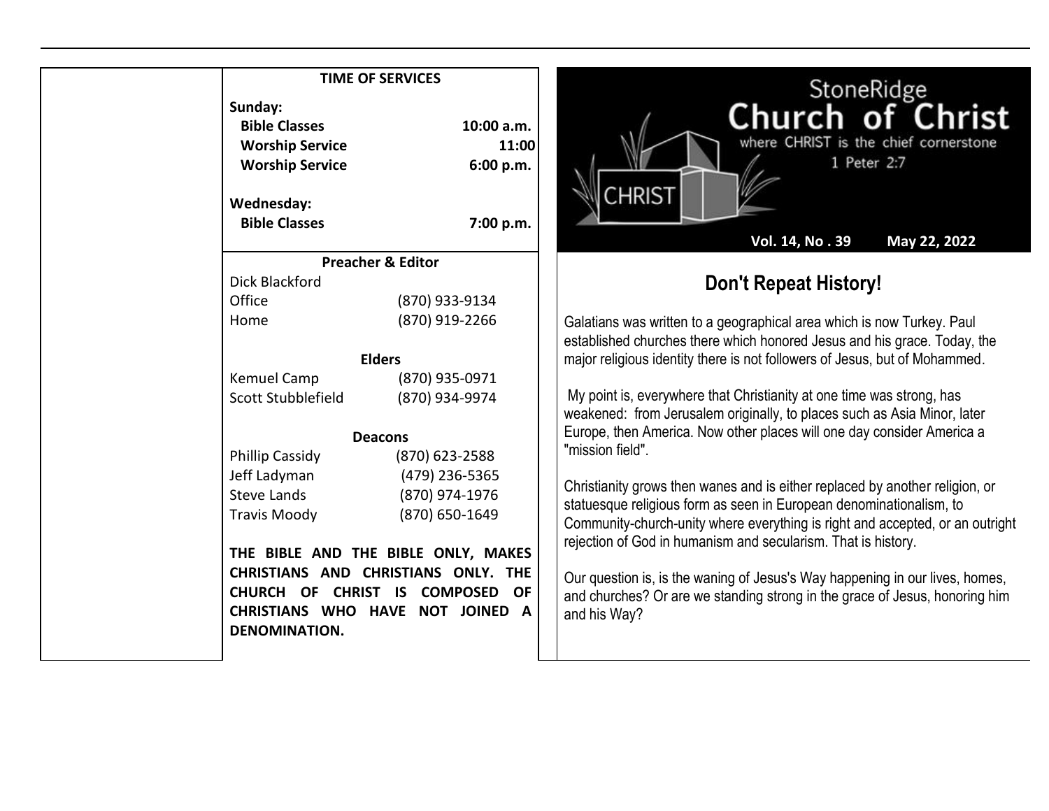## TIME OF SERVICES

**Sunday:**

| | |
|---|---|
| **Bible Classes** | **10:00 a.m.** |
| **Worship Service** | **11:00** |
| **Worship Service** | **6:00 p.m.** |

**Wednesday:**

| | |
|---|---|
| **Bible Classes** | **7:00 p.m.** |

### Preacher & Editor

Dick Blackford

| | |
|---|---|
| Office | (870) 933-9134 |
| Home | (870) 919-2266 |

### Elders

| | |
|---|---|
| Kemuel Camp | (870) 935-0971 |
| Scott Stubblefield | (870) 934-9974 |

### Deacons

| | |
|---|---|
| Phillip Cassidy | (870) 623-2588 |
| Jeff Ladyman | (479) 236-5365 |
| Steve Lands | (870) 974-1976 |
| Travis Moody | (870) 650-1649 |

**THE BIBLE AND THE BIBLE ONLY, MAKES CHRISTIANS AND CHRISTIANS ONLY. THE CHURCH OF CHRIST IS COMPOSED OF CHRISTIANS WHO HAVE NOT JOINED A DENOMINATION.**

# StoneRidge Church of Christ

where CHRIST is the chief cornerstone
1 Peter 2:7

CHRIST

**Vol. 14, No . 39 May 22, 2022**

## Don't Repeat History!

Galatians was written to a geographical area which is now Turkey. Paul established churches there which honored Jesus and his grace. Today, the major religious identity there is not followers of Jesus, but of Mohammed.

My point is, everywhere that Christianity at one time was strong, has weakened: from Jerusalem originally, to places such as Asia Minor, later Europe, then America. Now other places will one day consider America a "mission field".

Christianity grows then wanes and is either replaced by another religion, or statuesque religious form as seen in European denominationalism, to Community-church-unity where everything is right and accepted, or an outright rejection of God in humanism and secularism. That is history.

Our question is, is the waning of Jesus's Way happening in our lives, homes, and churches? Or are we standing strong in the grace of Jesus, honoring him and his Way?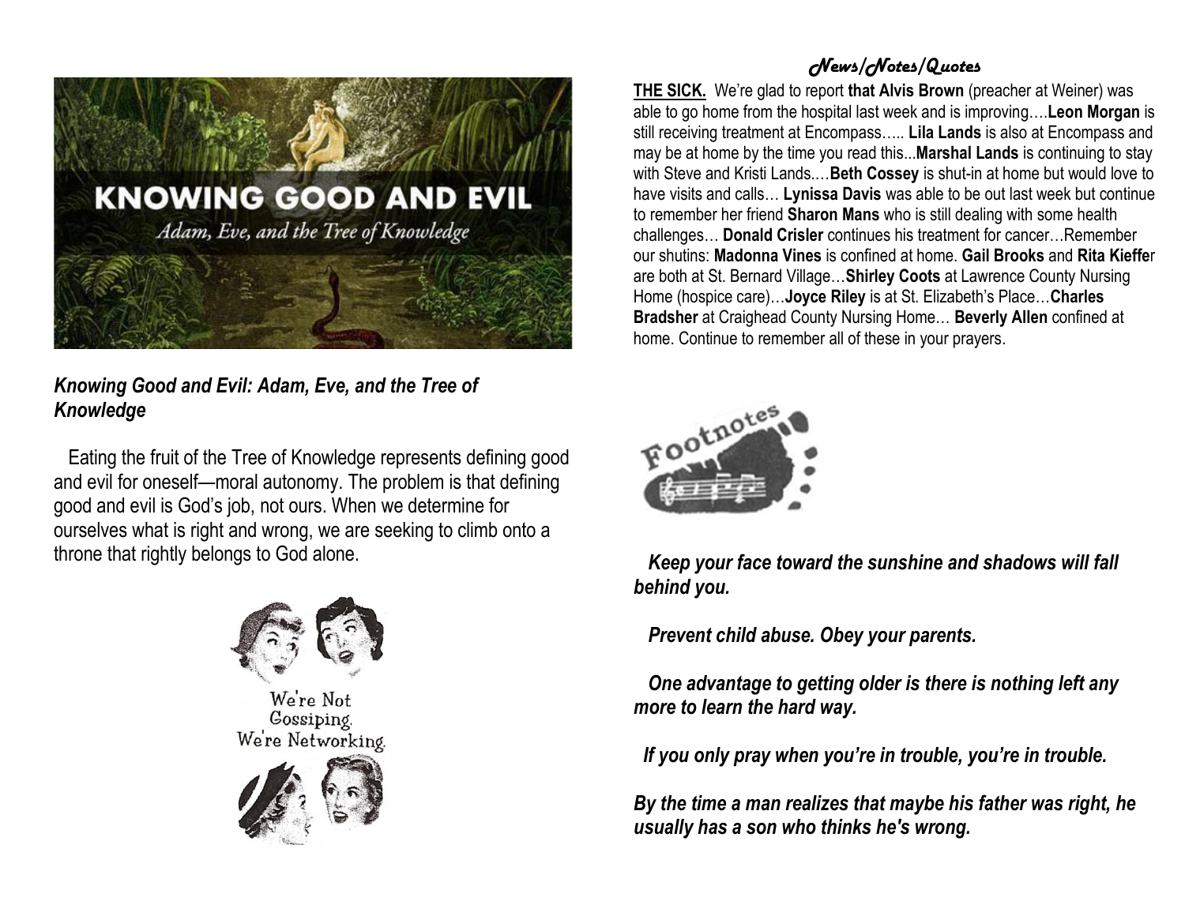## Knowing Good and Evil: Adam, Eve, and the Tree of Knowledge

Eating the fruit of the Tree of Knowledge represents defining good and evil for oneself—moral autonomy. The problem is that defining good and evil is God's job, not ours. When we determine for ourselves what is right and wrong, we are seeking to climb onto a throne that rightly belongs to God alone.

## *News/Notes/Quotes*

**THE SICK.** We're glad to report **that Alvis Brown** (preacher at Weiner) was able to go home from the hospital last week and is improving….**Leon Morgan** is still receiving treatment at Encompass….. **Lila Lands** is also at Encompass and may be at home by the time you read this...**Marshal Lands** is continuing to stay with Steve and Kristi Lands.…**Beth Cossey** is shut-in at home but would love to have visits and calls… **Lynissa Davis** was able to be out last week but continue to remember her friend **Sharon Mans** who is still dealing with some health challenges… **Donald Crisler** continues his treatment for cancer…Remember our shutins: **Madonna Vines** is confined at home. **Gail Brooks** and **Rita Kieffer** are both at St. Bernard Village…**Shirley Coots** at Lawrence County Nursing Home (hospice care)…**Joyce Riley** is at St. Elizabeth's Place…**Charles Bradsher** at Craighead County Nursing Home… **Beverly Allen** confined at home. Continue to remember all of these in your prayers.

***Keep your face toward the sunshine and shadows will fall behind you.***

***Prevent child abuse. Obey your parents.***

***One advantage to getting older is there is nothing left any more to learn the hard way.***

***If you only pray when you're in trouble, you're in trouble.***

***By the time a man realizes that maybe his father was right, he usually has a son who thinks he's wrong.***